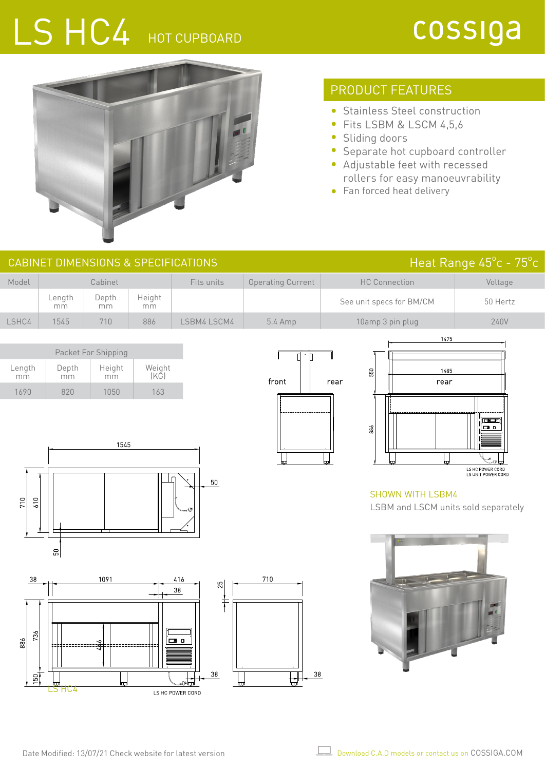# LS HC4 HOT CUPBOARD

cossiga

## PRODUCT FEATURES

- Stainless Steel construction
- Fits LSBM & LSCM 4,5,6
- Sliding doors
- Separate hot cupboard controller
- Adjustable feet with recessed rollers for easy manoeuvrability
- Fan forced heat delivery

## CABINET DIMENSIONS & SPECIFICATIONS

Heat Range 45°c - 75°c

| Model | Cabinet | | | Fits units | Operating Current | HC Connection | Voltage |
|---|---|---|---|---|---|---|---|
| | Length mm | Depth mm | Height mm | | | See unit specs for BM/CM | 50 Hertz |
| LSHC4 | 1545 | 710 | 886 | LSBM4 LSCM4 | 5.4 Amp | 10amp 3 pin plug | 240V |

| Packet For Shipping | | | |
|---|---|---|---|
| Length mm | Depth mm | Height mm | Weight (KG) |
| 1690 | 820 | 1050 | 163 |

front rear

1475 1485 rear 550 886

LS HC POWER CORD
LS UNIT POWER CORD

SHOWN WITH LSBM4

LSBM and LSCM units sold separately

1545 710 610 50 50

38 1091 416 38 25 710 886 736 446 150 38 38

LS HC4

LS HC POWER CORD

Date Modified: 13/07/21 Check website for latest version

Download C.A.D models or contact us on COSSIGA.COM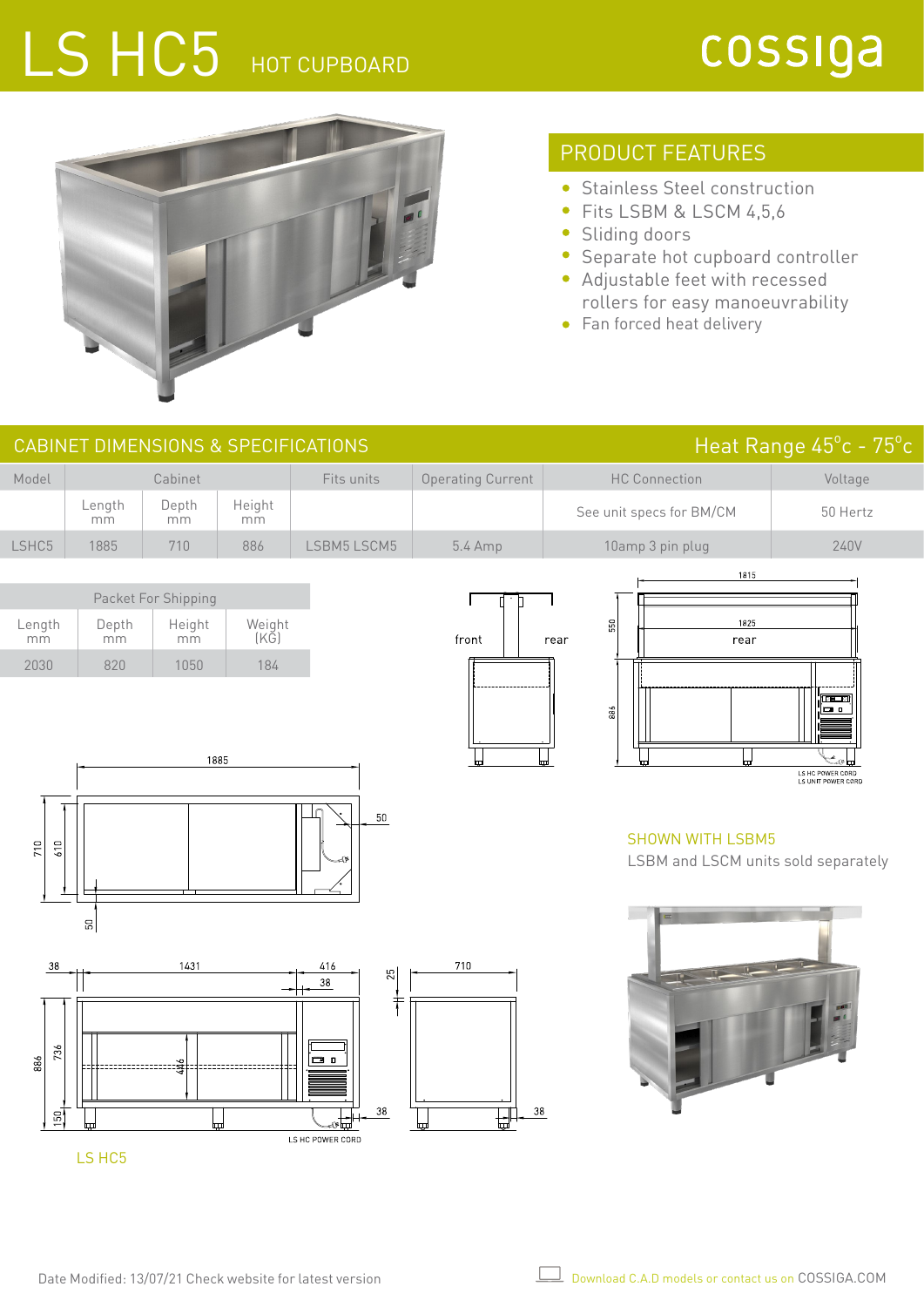# LS HC5 HOT CUPBOARD

cossiga

## PRODUCT FEATURES

- Stainless Steel construction
- Fits LSBM & LSCM 4,5,6
- Sliding doors
- Separate hot cupboard controller
- Adjustable feet with recessed rollers for easy manoeuvrability
- Fan forced heat delivery

## CABINET DIMENSIONS & SPECIFICATIONS

Heat Range 45°c - 75°c

| Model | Cabinet | | | Fits units | Operating Current | HC Connection | Voltage |
|---|---|---|---|---|---|---|---|
| | Length mm | Depth mm | Height mm | | | See unit specs for BM/CM | 50 Hertz |
| LSHC5 | 1885 | 710 | 886 | LSBM5 LSCM5 | 5.4 Amp | 10amp 3 pin plug | 240V |

| Packet For Shipping | | | |
|---|---|---|---|
| Length mm | Depth mm | Height mm | Weight (KG) |
| 2030 | 820 | 1050 | 184 |

SHOWN WITH LSBM5

LSBM and LSCM units sold separately

LS HC5

Date Modified: 13/07/21 Check website for latest version

Download C.A.D models or contact us on COSSIGA.COM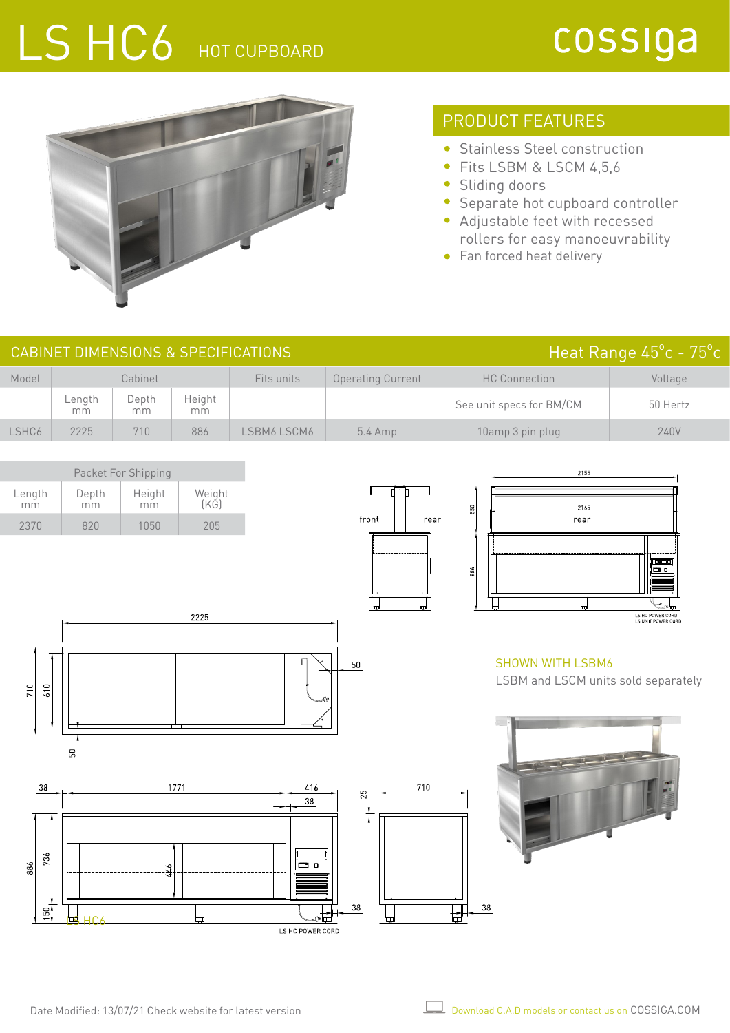# LS HC6 HOT CUPBOARD

cossiga

## PRODUCT FEATURES

- Stainless Steel construction
- Fits LSBM & LSCM 4,5,6
- Sliding doors
- Separate hot cupboard controller
- Adjustable feet with recessed rollers for easy manoeuvrability
- Fan forced heat delivery

## CABINET DIMENSIONS & SPECIFICATIONS

Heat Range 45°c - 75°c

| Model | Cabinet | | | Fits units | Operating Current | HC Connection | Voltage |
|---|---|---|---|---|---|---|---|
| | Length mm | Depth mm | Height mm | | | See unit specs for BM/CM | 50 Hertz |
| LSHC6 | 2225 | 710 | 886 | LSBM6 LSCM6 | 5.4 Amp | 10amp 3 pin plug | 240V |

| Packet For Shipping | | | |
|---|---|---|---|
| Length mm | Depth mm | Height mm | Weight (KG) |
| 2370 | 820 | 1050 | 205 |

front
rear
2155
2165
rear
550
886
LS HC POWER CORD
LS UNIT POWER CORD

2225
710
610
50
50

38
1771
416
38
886
736
446
150
LS HC6
LS HC POWER CORD
38
25
710
38

SHOWN WITH LSBM6

LSBM and LSCM units sold separately

Date Modified: 13/07/21 Check website for latest version

Download C.A.D models or contact us on COSSIGA.COM